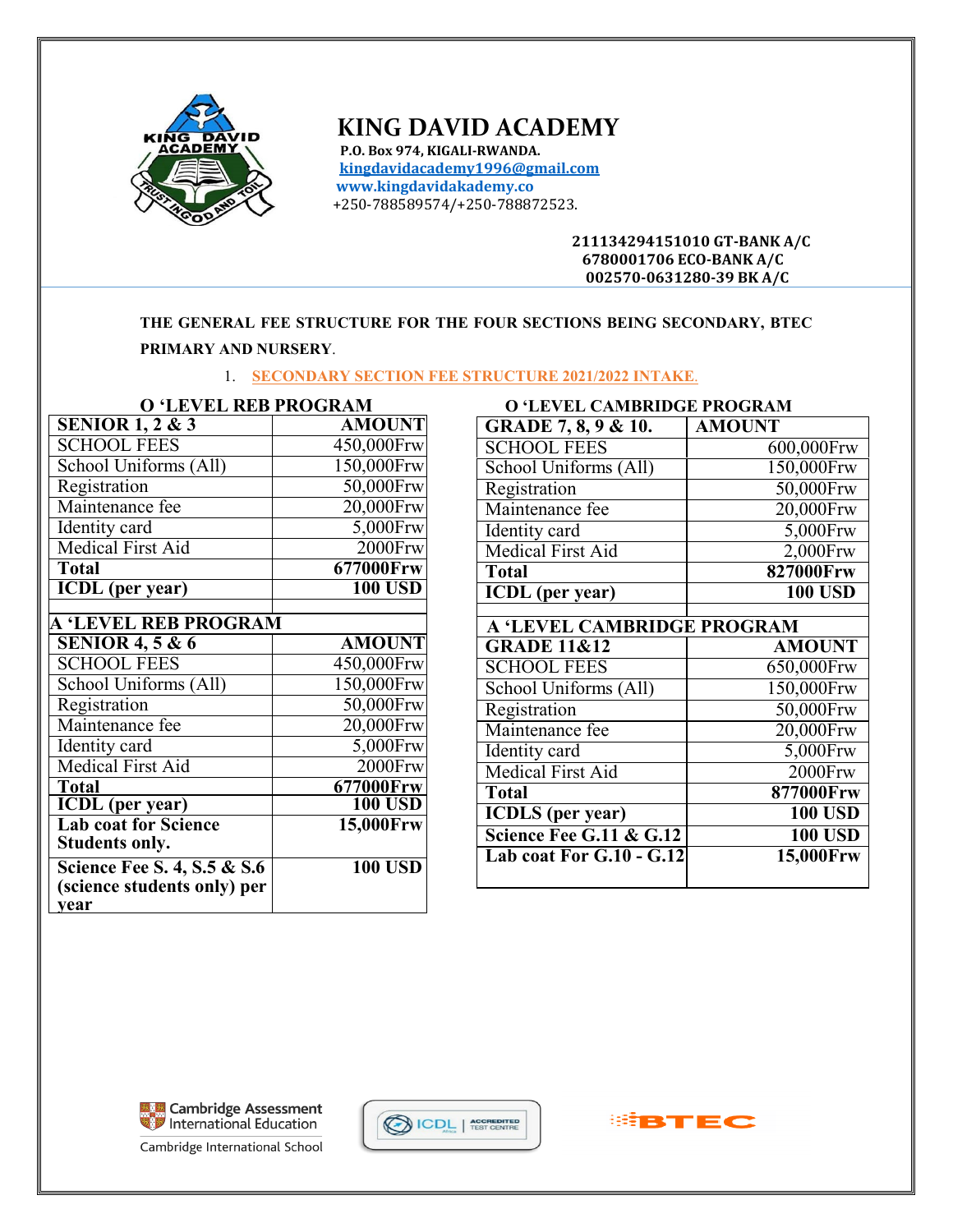# KING DAVID ACADEMY

**P.O. Box 974, KIGALI-RWANDA.**
**kingdavidacademy1996@gmail.com**
**www.kingdavidakademy.co**
+250-788589574/+250-788872523.

**211134294151010 GT-BANK A/C**
**6780001706 ECO-BANK A/C**
**002570-0631280-39 BK A/C**

**THE GENERAL FEE STRUCTURE FOR THE FOUR SECTIONS BEING SECONDARY, BTEC PRIMARY AND NURSERY.**

1. **SECONDARY SECTION FEE STRUCTURE 2021/2022 INTAKE.**

**O 'LEVEL REB PROGRAM**

| SENIOR 1, 2 & 3 | AMOUNT |
|---|---|
| SCHOOL FEES | 450,000Frw |
| School Uniforms (All) | 150,000Frw |
| Registration | 50,000Frw |
| Maintenance fee | 20,000Frw |
| Identity card | 5,000Frw |
| Medical First Aid | 2000Frw |
| **Total** | **677000Frw** |
| **ICDL (per year)** | **100 USD** |

**A 'LEVEL REB PROGRAM**

| SENIOR 4, 5 & 6 | AMOUNT |
|---|---|
| SCHOOL FEES | 450,000Frw |
| School Uniforms (All) | 150,000Frw |
| Registration | 50,000Frw |
| Maintenance fee | 20,000Frw |
| Identity card | 5,000Frw |
| Medical First Aid | 2000Frw |
| **Total** | **677000Frw** |
| **ICDL (per year)** | **100 USD** |
| **Lab coat for Science Students only.** | **15,000Frw** |
| **Science Fee S. 4, S.5 & S.6 (science students only) per year** | **100 USD** |

**O 'LEVEL CAMBRIDGE PROGRAM**

| GRADE 7, 8, 9 & 10. | AMOUNT |
|---|---|
| SCHOOL FEES | 600,000Frw |
| School Uniforms (All) | 150,000Frw |
| Registration | 50,000Frw |
| Maintenance fee | 20,000Frw |
| Identity card | 5,000Frw |
| Medical First Aid | 2,000Frw |
| **Total** | **827000Frw** |
| **ICDL (per year)** | **100 USD** |

**A 'LEVEL CAMBRIDGE PROGRAM**

| GRADE 11&12 | AMOUNT |
|---|---|
| SCHOOL FEES | 650,000Frw |
| School Uniforms (All) | 150,000Frw |
| Registration | 50,000Frw |
| Maintenance fee | 20,000Frw |
| Identity card | 5,000Frw |
| Medical First Aid | 2000Frw |
| **Total** | **877000Frw** |
| **ICDLS (per year)** | **100 USD** |
| **Science Fee G.11 & G.12** | **100 USD** |
| **Lab coat For G.10 - G.12** | **15,000Frw** |

Cambridge Assessment International Education
Cambridge International School

ICDL | ACCREDITED TEST CENTRE

BTEC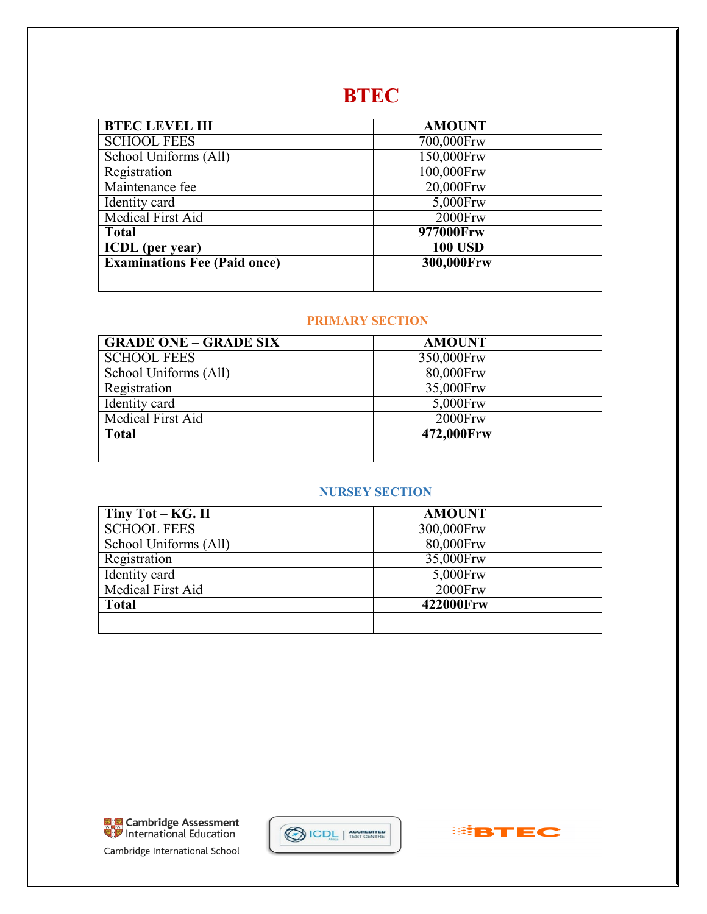# BTEC

| BTEC LEVEL III | AMOUNT |
|---|---|
| SCHOOL FEES | 700,000Frw |
| School Uniforms (All) | 150,000Frw |
| Registration | 100,000Frw |
| Maintenance fee | 20,000Frw |
| Identity card | 5,000Frw |
| Medical First Aid | 2000Frw |
| **Total** | **977000Frw** |
| **ICDL (per year)** | **100 USD** |
| **Examinations Fee (Paid once)** | **300,000Frw** |
| | |

## PRIMARY SECTION

| GRADE ONE – GRADE SIX | AMOUNT |
|---|---|
| SCHOOL FEES | 350,000Frw |
| School Uniforms (All) | 80,000Frw |
| Registration | 35,000Frw |
| Identity card | 5,000Frw |
| Medical First Aid | 2000Frw |
| **Total** | **472,000Frw** |
| | |

## NURSEY SECTION

| Tiny Tot – KG. II | AMOUNT |
|---|---|
| SCHOOL FEES | 300,000Frw |
| School Uniforms (All) | 80,000Frw |
| Registration | 35,000Frw |
| Identity card | 5,000Frw |
| Medical First Aid | 2000Frw |
| **Total** | **422000Frw** |
| | |

Cambridge Assessment International Education
Cambridge International School

ICDL | ACCREDITED TEST CENTRE

BTEC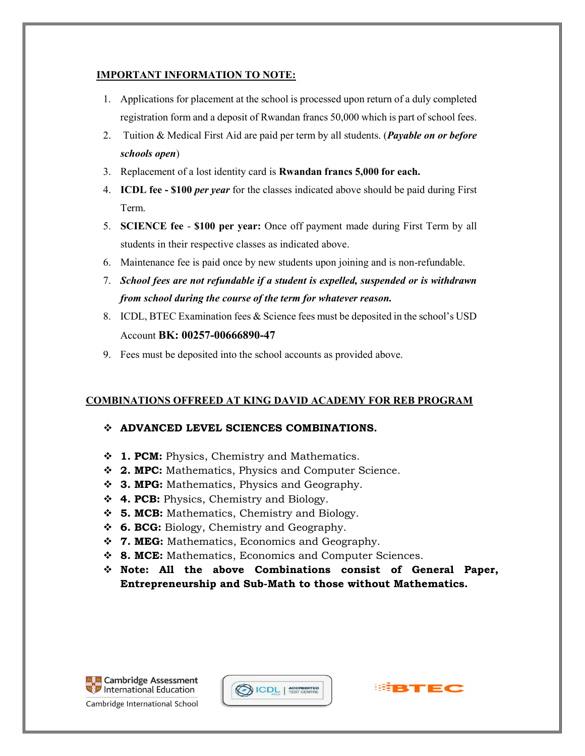## IMPORTANT INFORMATION TO NOTE:

1. Applications for placement at the school is processed upon return of a duly completed registration form and a deposit of Rwandan francs 50,000 which is part of school fees.
2. Tuition & Medical First Aid are paid per term by all students. (***Payable on or before schools open***)
3. Replacement of a lost identity card is **Rwandan francs 5,000 for each.**
4. **ICDL fee - $100** ***per year*** for the classes indicated above should be paid during First Term.
5. **SCIENCE fee** - **$100 per year:** Once off payment made during First Term by all students in their respective classes as indicated above.
6. Maintenance fee is paid once by new students upon joining and is non-refundable.
7. ***School fees are not refundable if a student is expelled, suspended or is withdrawn from school during the course of the term for whatever reason.***
8. ICDL, BTEC Examination fees & Science fees must be deposited in the school's USD Account **BK: 00257-00666890-47**
9. Fees must be deposited into the school accounts as provided above.

## COMBINATIONS OFFREED AT KING DAVID ACADEMY FOR REB PROGRAM

- **ADVANCED LEVEL SCIENCES COMBINATIONS.**

- **1. PCM:** Physics, Chemistry and Mathematics.
- **2. MPC:** Mathematics, Physics and Computer Science.
- **3. MPG:** Mathematics, Physics and Geography.
- **4. PCB:** Physics, Chemistry and Biology.
- **5. MCB:** Mathematics, Chemistry and Biology.
- **6. BCG:** Biology, Chemistry and Geography.
- **7. MEG:** Mathematics, Economics and Geography.
- **8. MCE:** Mathematics, Economics and Computer Sciences.
- **Note: All the above Combinations consist of General Paper, Entrepreneurship and Sub-Math to those without Mathematics.**

Cambridge Assessment International Education
Cambridge International School

ICDL | ACCREDITED TEST CENTRE

BTEC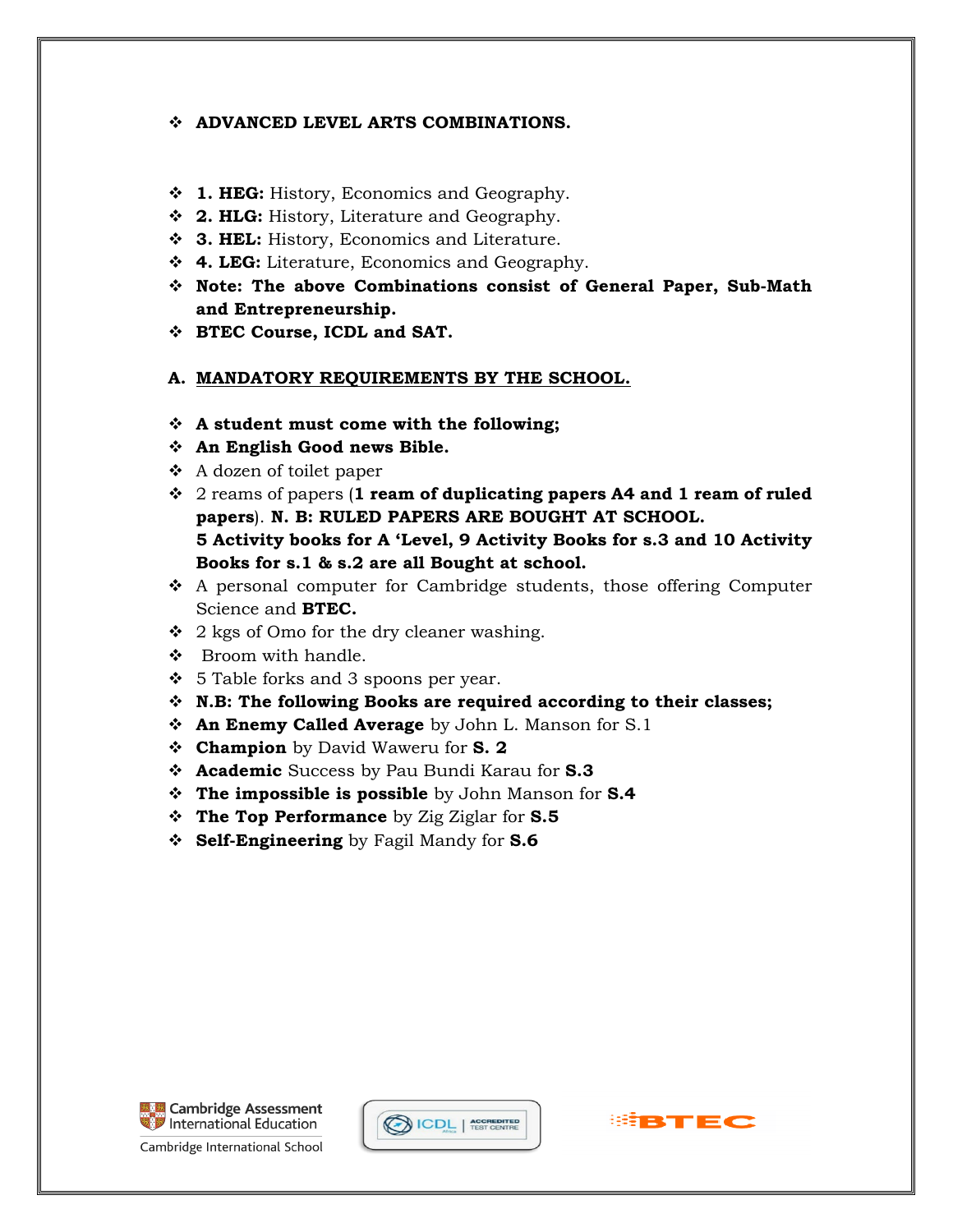- **ADVANCED LEVEL ARTS COMBINATIONS.**

- **1. HEG:** History, Economics and Geography.
- **2. HLG:** History, Literature and Geography.
- **3. HEL:** History, Economics and Literature.
- **4. LEG:** Literature, Economics and Geography.
- **Note: The above Combinations consist of General Paper, Sub-Math and Entrepreneurship.**
- **BTEC Course, ICDL and SAT.**

## A. MANDATORY REQUIREMENTS BY THE SCHOOL.

- **A student must come with the following;**
- **An English Good news Bible.**
- A dozen of toilet paper
- 2 reams of papers (**1 ream of duplicating papers A4 and 1 ream of ruled papers**). **N. B: RULED PAPERS ARE BOUGHT AT SCHOOL.**
  **5 Activity books for A 'Level, 9 Activity Books for s.3 and 10 Activity Books for s.1 & s.2 are all Bought at school.**
- A personal computer for Cambridge students, those offering Computer Science and **BTEC.**
- 2 kgs of Omo for the dry cleaner washing.
- Broom with handle.
- 5 Table forks and 3 spoons per year.
- **N.B: The following Books are required according to their classes;**
- **An Enemy Called Average** by John L. Manson for S.1
- **Champion** by David Waweru for **S. 2**
- **Academic** Success by Pau Bundi Karau for **S.3**
- **The impossible is possible** by John Manson for **S.4**
- **The Top Performance** by Zig Ziglar for **S.5**
- **Self-Engineering** by Fagil Mandy for **S.6**

Cambridge Assessment International Education
Cambridge International School

ICDL | ACCREDITED TEST CENTRE

BTEC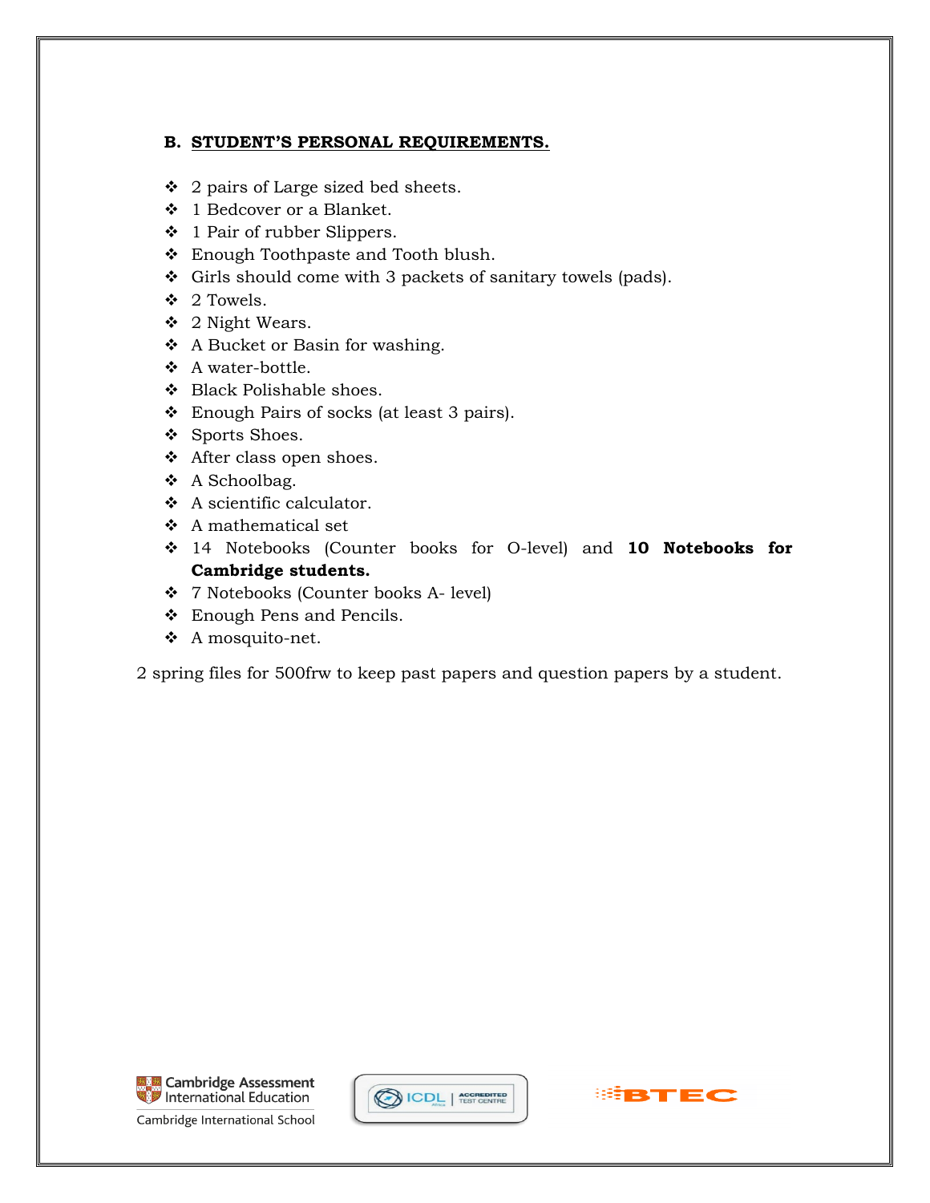## B. STUDENT'S PERSONAL REQUIREMENTS.

- 2 pairs of Large sized bed sheets.
- 1 Bedcover or a Blanket.
- 1 Pair of rubber Slippers.
- Enough Toothpaste and Tooth blush.
- Girls should come with 3 packets of sanitary towels (pads).
- 2 Towels.
- 2 Night Wears.
- A Bucket or Basin for washing.
- A water-bottle.
- Black Polishable shoes.
- Enough Pairs of socks (at least 3 pairs).
- Sports Shoes.
- After class open shoes.
- A Schoolbag.
- A scientific calculator.
- A mathematical set
- 14 Notebooks (Counter books for O-level) and **10 Notebooks for Cambridge students.**
- 7 Notebooks (Counter books A- level)
- Enough Pens and Pencils.
- A mosquito-net.

2 spring files for 500frw to keep past papers and question papers by a student.